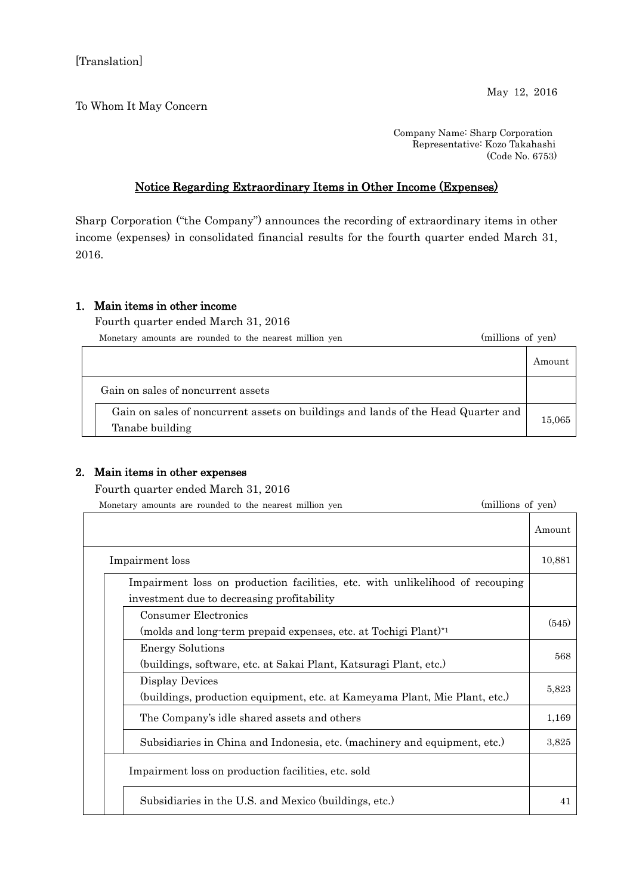[Translation]

May 12, 2016

To Whom It May Concern

Company Name: Sharp Corporation
Representative: Kozo Takahashi
(Code No. 6753)

## Notice Regarding Extraordinary Items in Other Income (Expenses)

Sharp Corporation ("the Company") announces the recording of extraordinary items in other income (expenses) in consolidated financial results for the fourth quarter ended March 31, 2016.

### 1. Main items in other income

Fourth quarter ended March 31, 2016

Monetary amounts are rounded to the nearest million yen (millions of yen)

| | Amount |
|---|---|
| Gain on sales of noncurrent assets | |
| Gain on sales of noncurrent assets on buildings and lands of the Head Quarter and Tanabe building | 15,065 |

### 2. Main items in other expenses

Fourth quarter ended March 31, 2016

Monetary amounts are rounded to the nearest million yen (millions of yen)

| | Amount |
|---|---|
| Impairment loss | 10,881 |
| Impairment loss on production facilities, etc. with unlikelihood of recouping investment due to decreasing profitability | |
| Consumer Electronics (molds and long-term prepaid expenses, etc. at Tochigi Plant)*1 | (545) |
| Energy Solutions (buildings, software, etc. at Sakai Plant, Katsuragi Plant, etc.) | 568 |
| Display Devices (buildings, production equipment, etc. at Kameyama Plant, Mie Plant, etc.) | 5,823 |
| The Company's idle shared assets and others | 1,169 |
| Subsidiaries in China and Indonesia, etc. (machinery and equipment, etc.) | 3,825 |
| Impairment loss on production facilities, etc. sold | |
| Subsidiaries in the U.S. and Mexico (buildings, etc.) | 41 |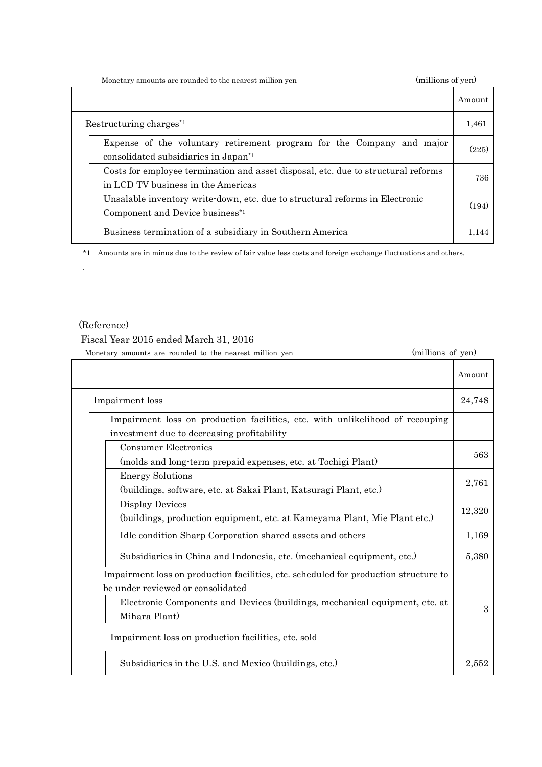Monetary amounts are rounded to the nearest million yen (millions of yen)

| | Amount |
|---|---|
| Restructuring charges[*1] | 1,461 |
| Expense of the voluntary retirement program for the Company and major consolidated subsidiaries in Japan[*1] | (225) |
| Costs for employee termination and asset disposal, etc. due to structural reforms in LCD TV business in the Americas | 736 |
| Unsalable inventory write-down, etc. due to structural reforms in Electronic Component and Device business[*1] | (194) |
| Business termination of a subsidiary in Southern America | 1,144 |

*1 Amounts are in minus due to the review of fair value less costs and foreign exchange fluctuations and others.

.

(Reference)

Fiscal Year 2015 ended March 31, 2016

Monetary amounts are rounded to the nearest million yen (millions of yen)

| | Amount |
|---|---|
| Impairment loss | 24,748 |
| Impairment loss on production facilities, etc. with unlikelihood of recouping investment due to decreasing profitability | |
| Consumer Electronics (molds and long-term prepaid expenses, etc. at Tochigi Plant) | 563 |
| Energy Solutions (buildings, software, etc. at Sakai Plant, Katsuragi Plant, etc.) | 2,761 |
| Display Devices (buildings, production equipment, etc. at Kameyama Plant, Mie Plant etc.) | 12,320 |
| Idle condition Sharp Corporation shared assets and others | 1,169 |
| Subsidiaries in China and Indonesia, etc. (mechanical equipment, etc.) | 5,380 |
| Impairment loss on production facilities, etc. scheduled for production structure to be under reviewed or consolidated | |
| Electronic Components and Devices (buildings, mechanical equipment, etc. at Mihara Plant) | 3 |
| Impairment loss on production facilities, etc. sold | |
| Subsidiaries in the U.S. and Mexico (buildings, etc.) | 2,552 |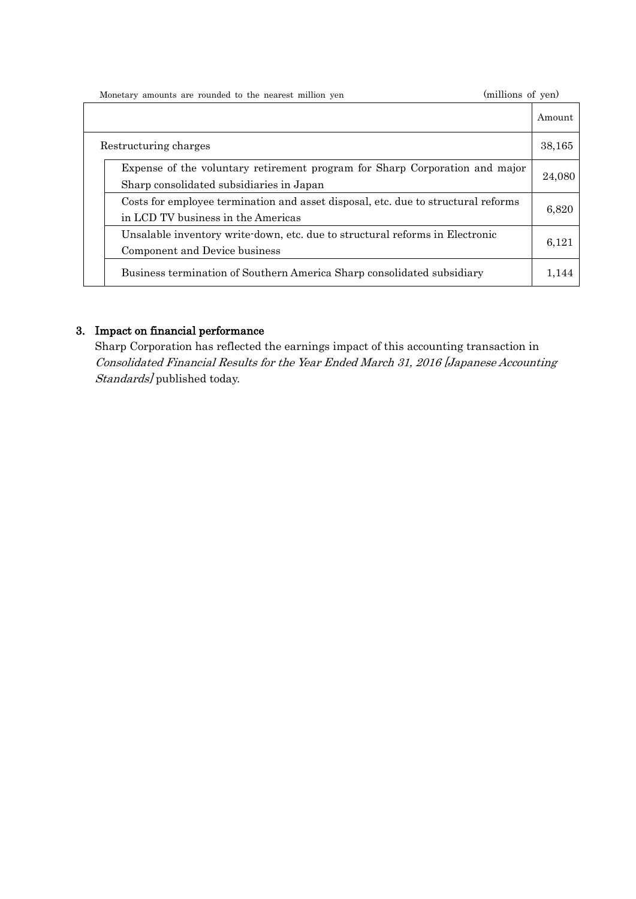Monetary amounts are rounded to the nearest million yen (millions of yen)

| | Amount |
|---|---|
| Restructuring charges | 38,165 |
| Expense of the voluntary retirement program for Sharp Corporation and major Sharp consolidated subsidiaries in Japan | 24,080 |
| Costs for employee termination and asset disposal, etc. due to structural reforms in LCD TV business in the Americas | 6,820 |
| Unsalable inventory write-down, etc. due to structural reforms in Electronic Component and Device business | 6,121 |
| Business termination of Southern America Sharp consolidated subsidiary | 1,144 |

### 3. Impact on financial performance

Sharp Corporation has reflected the earnings impact of this accounting transaction in *Consolidated Financial Results for the Year Ended March 31, 2016 [Japanese Accounting Standards]* published today.